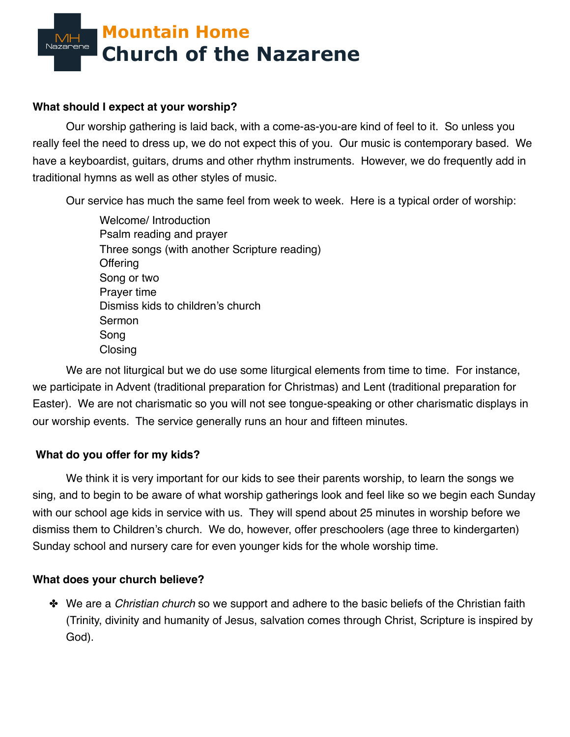# Mountain Home Church of the Nazarene

**What should I expect at your worship?**

Our worship gathering is laid back, with a come-as-you-are kind of feel to it. So unless you really feel the need to dress up, we do not expect this of you. Our music is contemporary based. We have a keyboardist, guitars, drums and other rhythm instruments. However, we do frequently add in traditional hymns as well as other styles of music.

Our service has much the same feel from week to week. Here is a typical order of worship:

Welcome/ Introduction
Psalm reading and prayer
Three songs (with another Scripture reading)
Offering
Song or two
Prayer time
Dismiss kids to children's church
Sermon
Song
Closing

We are not liturgical but we do use some liturgical elements from time to time. For instance, we participate in Advent (traditional preparation for Christmas) and Lent (traditional preparation for Easter). We are not charismatic so you will not see tongue-speaking or other charismatic displays in our worship events. The service generally runs an hour and fifteen minutes.

**What do you offer for my kids?**

We think it is very important for our kids to see their parents worship, to learn the songs we sing, and to begin to be aware of what worship gatherings look and feel like so we begin each Sunday with our school age kids in service with us. They will spend about 25 minutes in worship before we dismiss them to Children's church. We do, however, offer preschoolers (age three to kindergarten) Sunday school and nursery care for even younger kids for the whole worship time.

**What does your church believe?**

- We are a *Christian church* so we support and adhere to the basic beliefs of the Christian faith (Trinity, divinity and humanity of Jesus, salvation comes through Christ, Scripture is inspired by God).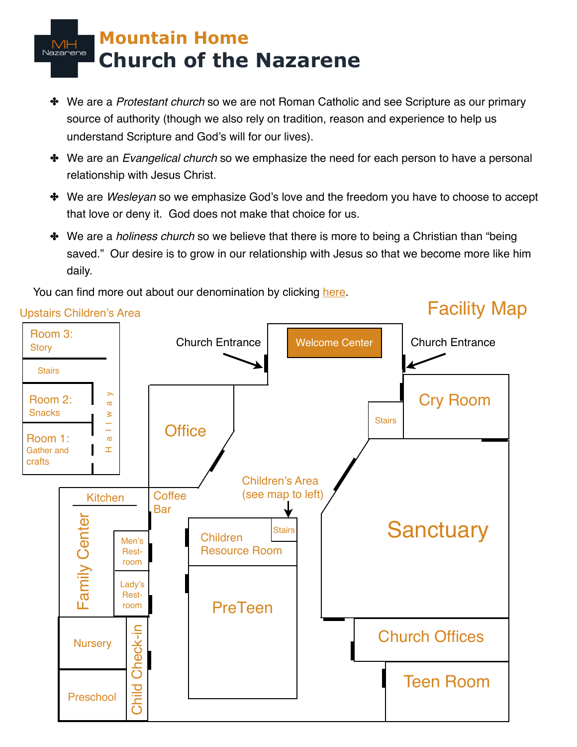# Mountain Home
# Church of the Nazarene

- We are a *Protestant church* so we are not Roman Catholic and see Scripture as our primary source of authority (though we also rely on tradition, reason and experience to help us understand Scripture and God's will for our lives).
- We are an *Evangelical church* so we emphasize the need for each person to have a personal relationship with Jesus Christ.
- We are *Wesleyan* so we emphasize God's love and the freedom you have to choose to accept that love or deny it. God does not make that choice for us.
- We are a *holiness church* so we believe that there is more to being a Christian than "being saved." Our desire is to grow in our relationship with Jesus so that we become more like him daily.

You can find more out about our denomination by clicking here.

## Facility Map

Upstairs Children's Area

Room 3: Story

Stairs

Room 2: Snacks

Room 1: Gather and crafts

Hallway

Church Entrance

Welcome Center

Church Entrance

Cry Room

Stairs

Office

Coffee Bar

Children's Area (see map to left)

Kitchen

Family Center

Men's Restroom

Lady's Restroom

Children Resource Room

Stairs

PreTeen

Sanctuary

Church Offices

Teen Room

Nursery

Preschool

Child Check-in